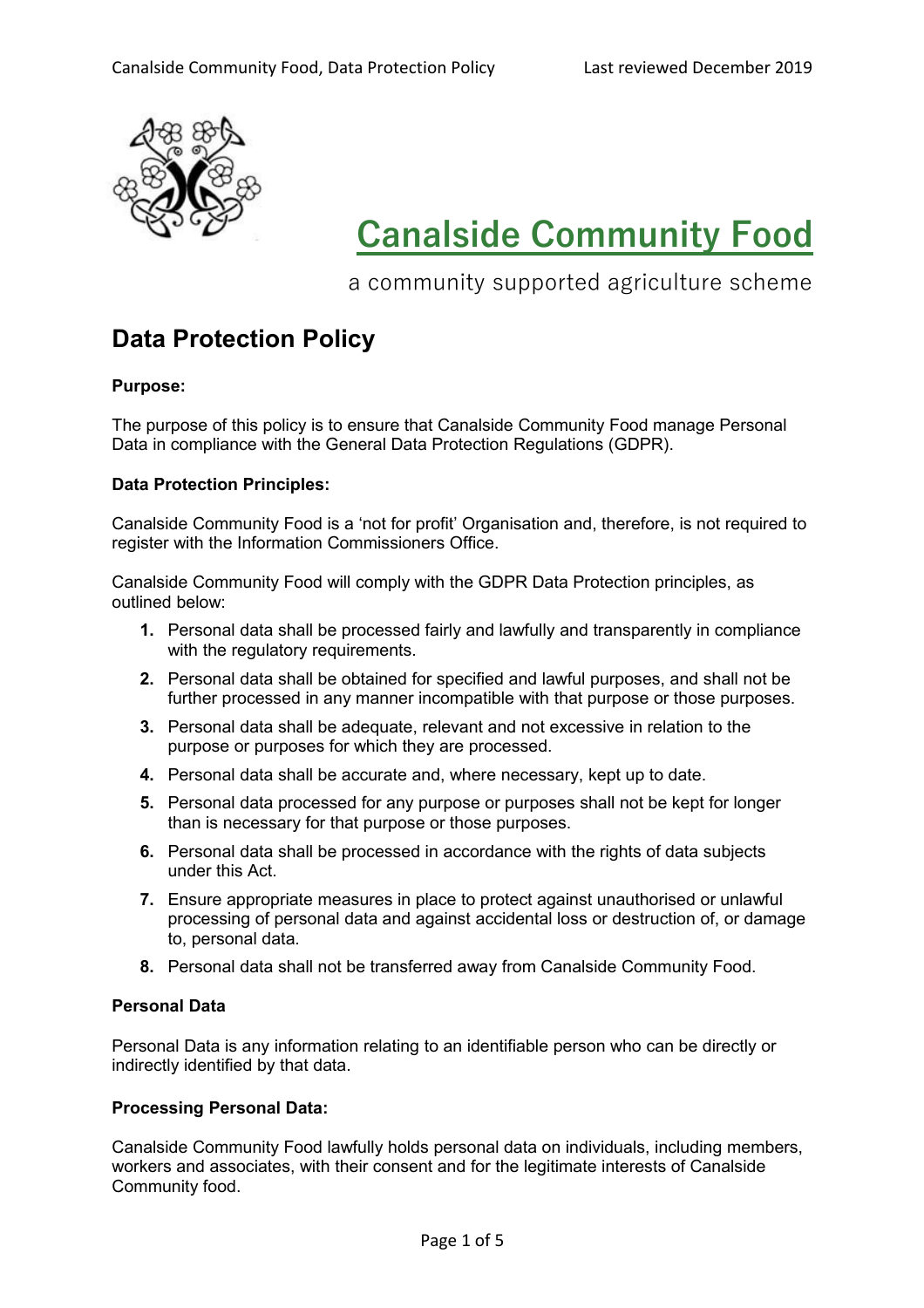# Canalside Community Food

a community supported agriculture scheme

## Data Protection Policy

**Purpose:**

The purpose of this policy is to ensure that Canalside Community Food manage Personal Data in compliance with the General Data Protection Regulations (GDPR).

**Data Protection Principles:**

Canalside Community Food is a 'not for profit' Organisation and, therefore, is not required to register with the Information Commissioners Office.

Canalside Community Food will comply with the GDPR Data Protection principles, as outlined below:

1. Personal data shall be processed fairly and lawfully and transparently in compliance with the regulatory requirements.
2. Personal data shall be obtained for specified and lawful purposes, and shall not be further processed in any manner incompatible with that purpose or those purposes.
3. Personal data shall be adequate, relevant and not excessive in relation to the purpose or purposes for which they are processed.
4. Personal data shall be accurate and, where necessary, kept up to date.
5. Personal data processed for any purpose or purposes shall not be kept for longer than is necessary for that purpose or those purposes.
6. Personal data shall be processed in accordance with the rights of data subjects under this Act.
7. Ensure appropriate measures in place to protect against unauthorised or unlawful processing of personal data and against accidental loss or destruction of, or damage to, personal data.
8. Personal data shall not be transferred away from Canalside Community Food.

**Personal Data**

Personal Data is any information relating to an identifiable person who can be directly or indirectly identified by that data.

**Processing Personal Data:**

Canalside Community Food lawfully holds personal data on individuals, including members, workers and associates, with their consent and for the legitimate interests of Canalside Community food.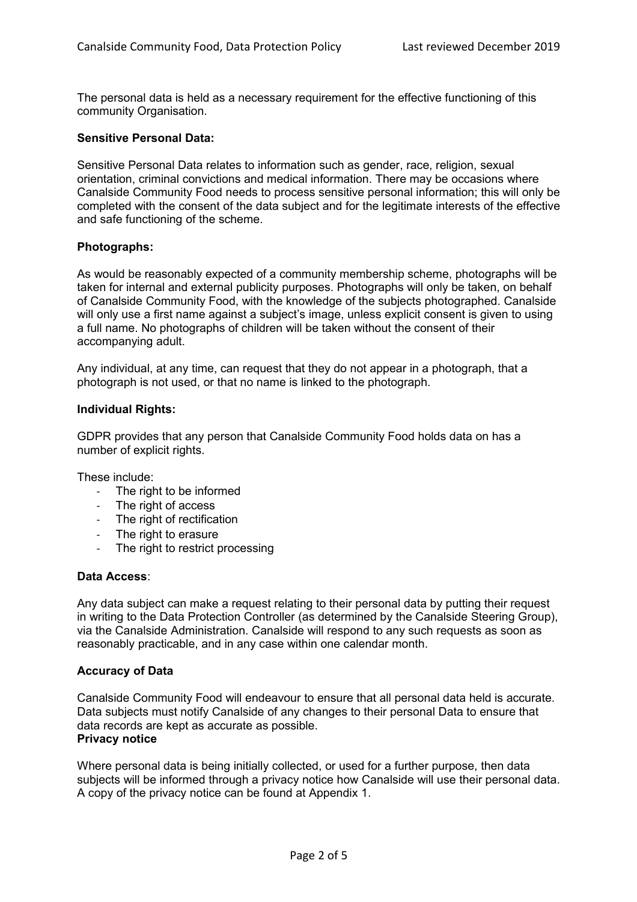The personal data is held as a necessary requirement for the effective functioning of this community Organisation.

**Sensitive Personal Data:**

Sensitive Personal Data relates to information such as gender, race, religion, sexual orientation, criminal convictions and medical information. There may be occasions where Canalside Community Food needs to process sensitive personal information; this will only be completed with the consent of the data subject and for the legitimate interests of the effective and safe functioning of the scheme.

**Photographs:**

As would be reasonably expected of a community membership scheme, photographs will be taken for internal and external publicity purposes. Photographs will only be taken, on behalf of Canalside Community Food, with the knowledge of the subjects photographed. Canalside will only use a first name against a subject's image, unless explicit consent is given to using a full name. No photographs of children will be taken without the consent of their accompanying adult.

Any individual, at any time, can request that they do not appear in a photograph, that a photograph is not used, or that no name is linked to the photograph.

**Individual Rights:**

GDPR provides that any person that Canalside Community Food holds data on has a number of explicit rights.

These include:

- The right to be informed
- The right of access
- The right of rectification
- The right to erasure
- The right to restrict processing

**Data Access**:

Any data subject can make a request relating to their personal data by putting their request in writing to the Data Protection Controller (as determined by the Canalside Steering Group), via the Canalside Administration. Canalside will respond to any such requests as soon as reasonably practicable, and in any case within one calendar month.

**Accuracy of Data**

Canalside Community Food will endeavour to ensure that all personal data held is accurate. Data subjects must notify Canalside of any changes to their personal Data to ensure that data records are kept as accurate as possible.

**Privacy notice**

Where personal data is being initially collected, or used for a further purpose, then data subjects will be informed through a privacy notice how Canalside will use their personal data. A copy of the privacy notice can be found at Appendix 1.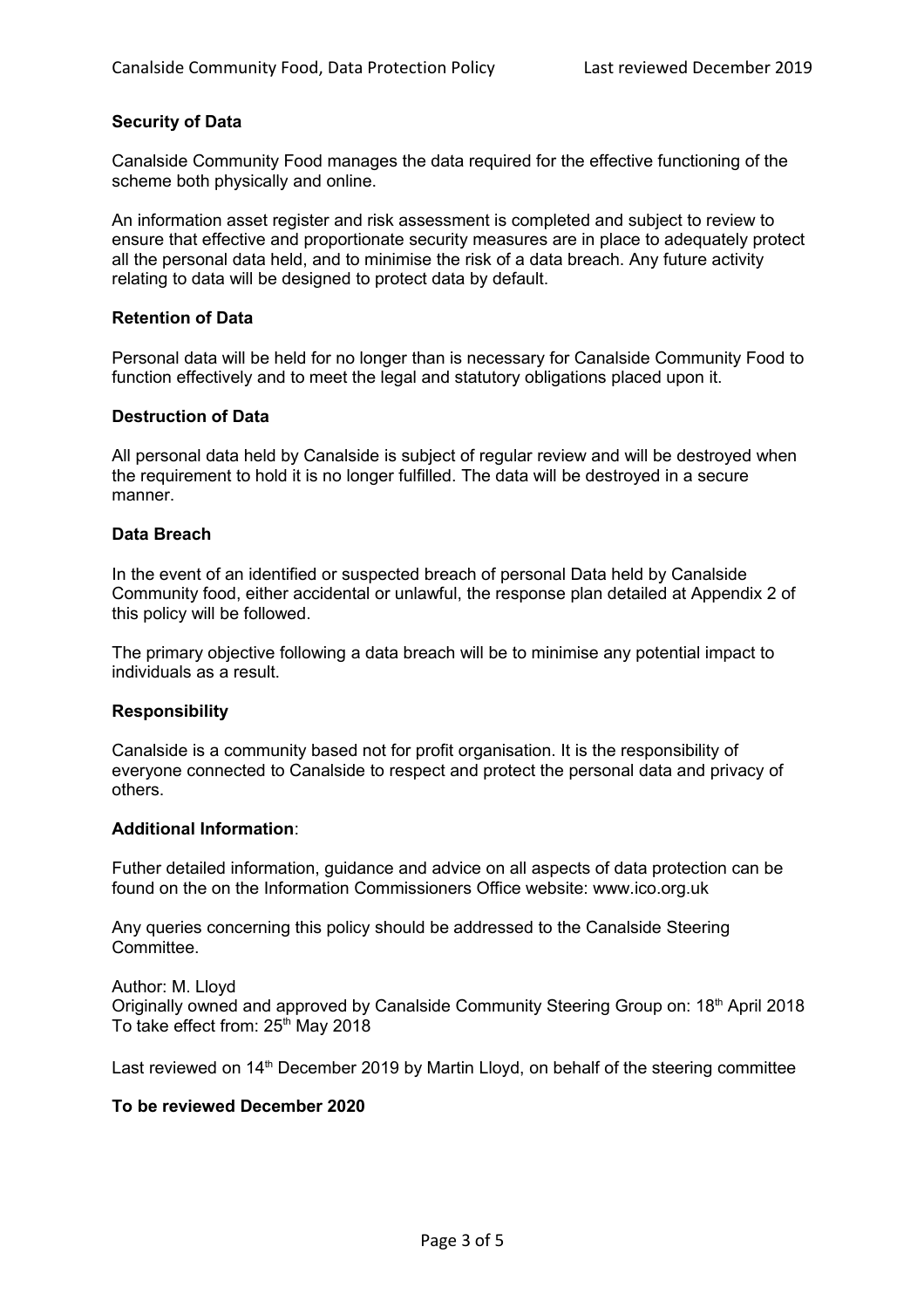**Security of Data**

Canalside Community Food manages the data required for the effective functioning of the scheme both physically and online.

An information asset register and risk assessment is completed and subject to review to ensure that effective and proportionate security measures are in place to adequately protect all the personal data held, and to minimise the risk of a data breach. Any future activity relating to data will be designed to protect data by default.

**Retention of Data**

Personal data will be held for no longer than is necessary for Canalside Community Food to function effectively and to meet the legal and statutory obligations placed upon it.

**Destruction of Data**

All personal data held by Canalside is subject of regular review and will be destroyed when the requirement to hold it is no longer fulfilled. The data will be destroyed in a secure manner.

**Data Breach**

In the event of an identified or suspected breach of personal Data held by Canalside Community food, either accidental or unlawful, the response plan detailed at Appendix 2 of this policy will be followed.

The primary objective following a data breach will be to minimise any potential impact to individuals as a result.

**Responsibility**

Canalside is a community based not for profit organisation. It is the responsibility of everyone connected to Canalside to respect and protect the personal data and privacy of others.

**Additional Information**:

Futher detailed information, guidance and advice on all aspects of data protection can be found on the on the Information Commissioners Office website: www.ico.org.uk

Any queries concerning this policy should be addressed to the Canalside Steering Committee.

Author: M. Lloyd
Originally owned and approved by Canalside Community Steering Group on: 18th April 2018
To take effect from: 25th May 2018

Last reviewed on 14th December 2019 by Martin Lloyd, on behalf of the steering committee

**To be reviewed December 2020**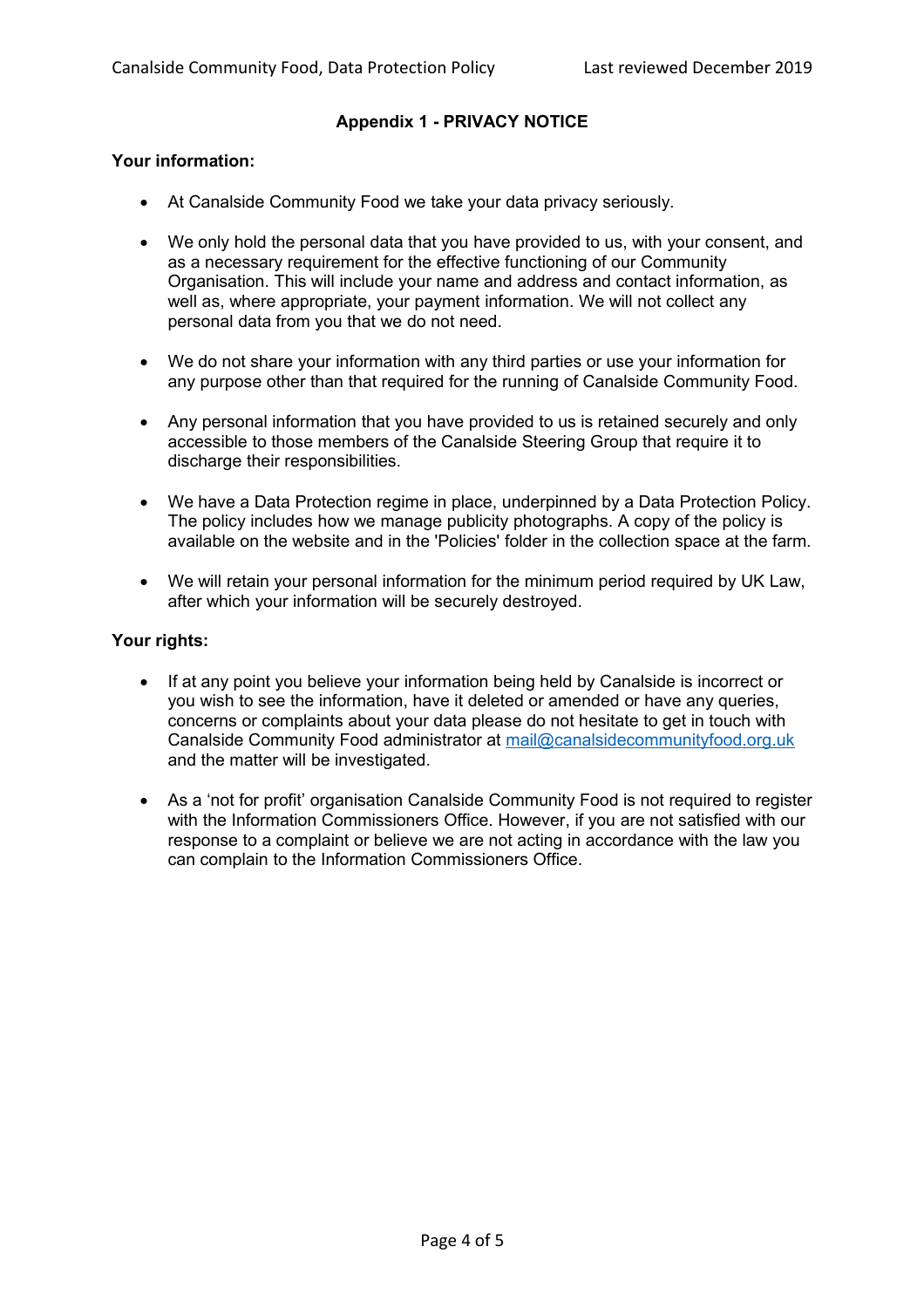## Appendix 1 - PRIVACY NOTICE

**Your information:**

- At Canalside Community Food we take your data privacy seriously.
- We only hold the personal data that you have provided to us, with your consent, and as a necessary requirement for the effective functioning of our Community Organisation. This will include your name and address and contact information, as well as, where appropriate, your payment information. We will not collect any personal data from you that we do not need.
- We do not share your information with any third parties or use your information for any purpose other than that required for the running of Canalside Community Food.
- Any personal information that you have provided to us is retained securely and only accessible to those members of the Canalside Steering Group that require it to discharge their responsibilities.
- We have a Data Protection regime in place, underpinned by a Data Protection Policy. The policy includes how we manage publicity photographs. A copy of the policy is available on the website and in the 'Policies' folder in the collection space at the farm.
- We will retain your personal information for the minimum period required by UK Law, after which your information will be securely destroyed.

**Your rights:**

- If at any point you believe your information being held by Canalside is incorrect or you wish to see the information, have it deleted or amended or have any queries, concerns or complaints about your data please do not hesitate to get in touch with Canalside Community Food administrator at mail@canalsidecommunityfood.org.uk and the matter will be investigated.
- As a 'not for profit' organisation Canalside Community Food is not required to register with the Information Commissioners Office. However, if you are not satisfied with our response to a complaint or believe we are not acting in accordance with the law you can complain to the Information Commissioners Office.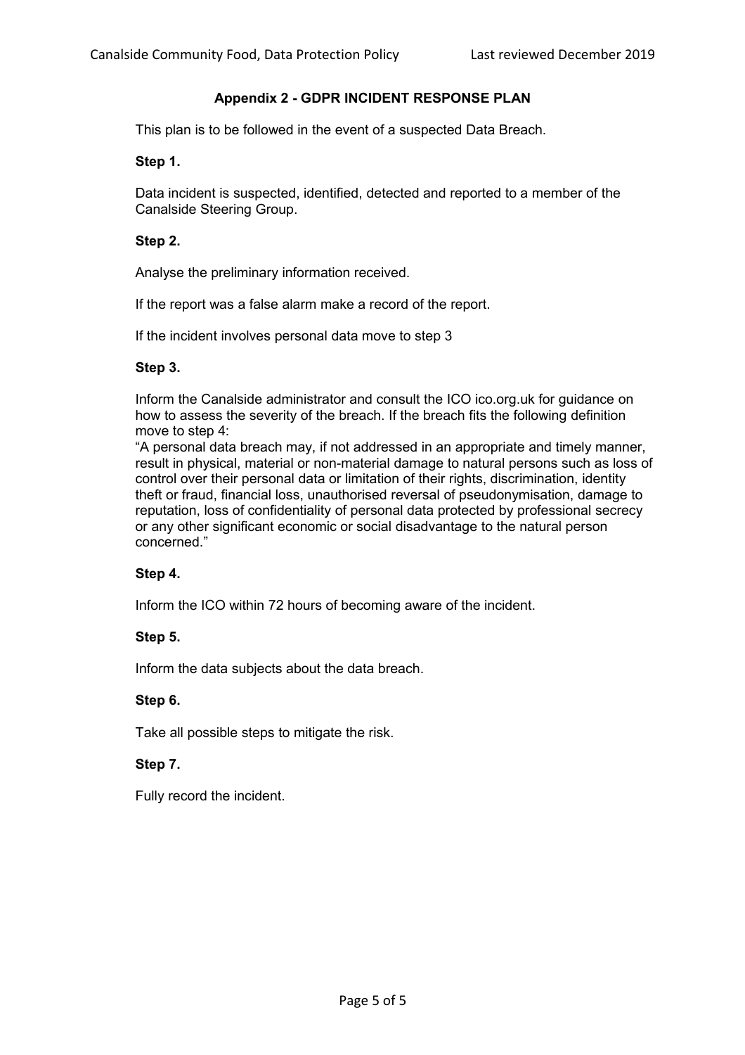## Appendix 2 - GDPR INCIDENT RESPONSE PLAN

This plan is to be followed in the event of a suspected Data Breach.

**Step 1.**

Data incident is suspected, identified, detected and reported to a member of the Canalside Steering Group.

**Step 2.**

Analyse the preliminary information received.

If the report was a false alarm make a record of the report.

If the incident involves personal data move to step 3

**Step 3.**

Inform the Canalside administrator and consult the ICO ico.org.uk for guidance on how to assess the severity of the breach. If the breach fits the following definition move to step 4:

"A personal data breach may, if not addressed in an appropriate and timely manner, result in physical, material or non-material damage to natural persons such as loss of control over their personal data or limitation of their rights, discrimination, identity theft or fraud, financial loss, unauthorised reversal of pseudonymisation, damage to reputation, loss of confidentiality of personal data protected by professional secrecy or any other significant economic or social disadvantage to the natural person concerned."

**Step 4.**

Inform the ICO within 72 hours of becoming aware of the incident.

**Step 5.**

Inform the data subjects about the data breach.

**Step 6.**

Take all possible steps to mitigate the risk.

**Step 7.**

Fully record the incident.